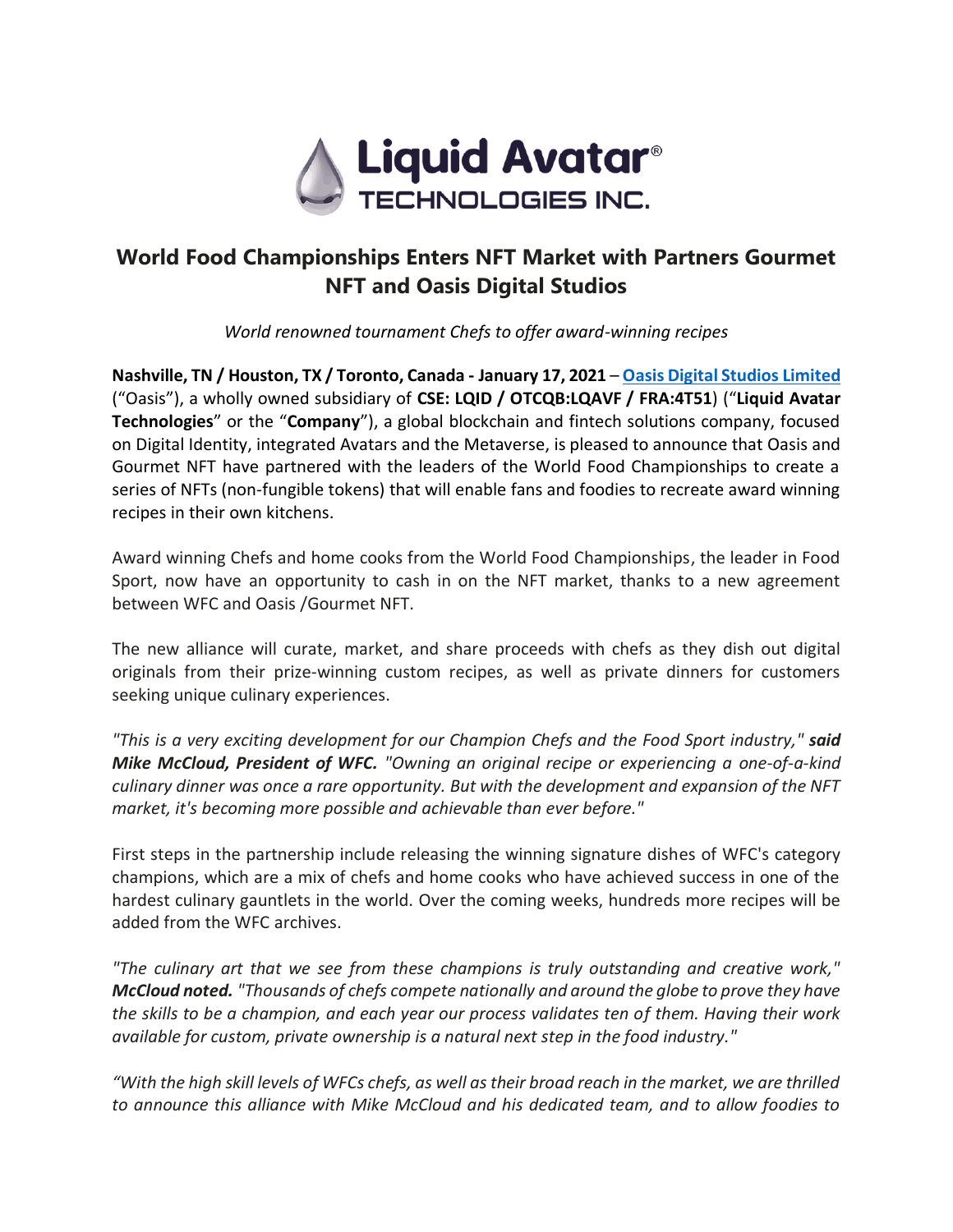# World Food Championships Enters NFT Market with Partners Gourmet NFT and Oasis Digital Studios

*World renowned tournament Chefs to offer award-winning recipes*

**Nashville, TN / Houston, TX / Toronto, Canada - January 17, 2021** – [Oasis Digital Studios Limited](#) ("Oasis"), a wholly owned subsidiary of **CSE: LQID / OTCQB:LQAVF / FRA:4T51**) ("**Liquid Avatar Technologies**" or the "**Company**"), a global blockchain and fintech solutions company, focused on Digital Identity, integrated Avatars and the Metaverse, is pleased to announce that Oasis and Gourmet NFT have partnered with the leaders of the World Food Championships to create a series of NFTs (non-fungible tokens) that will enable fans and foodies to recreate award winning recipes in their own kitchens.

Award winning Chefs and home cooks from the World Food Championships, the leader in Food Sport, now have an opportunity to cash in on the NFT market, thanks to a new agreement between WFC and Oasis /Gourmet NFT.

The new alliance will curate, market, and share proceeds with chefs as they dish out digital originals from their prize-winning custom recipes, as well as private dinners for customers seeking unique culinary experiences.

*"This is a very exciting development for our Champion Chefs and the Food Sport industry,"* ***said Mike McCloud, President of WFC.*** *"Owning an original recipe or experiencing a one-of-a-kind culinary dinner was once a rare opportunity. But with the development and expansion of the NFT market, it's becoming more possible and achievable than ever before."*

First steps in the partnership include releasing the winning signature dishes of WFC's category champions, which are a mix of chefs and home cooks who have achieved success in one of the hardest culinary gauntlets in the world. Over the coming weeks, hundreds more recipes will be added from the WFC archives.

*"The culinary art that we see from these champions is truly outstanding and creative work,"* ***McCloud noted.*** *"Thousands of chefs compete nationally and around the globe to prove they have the skills to be a champion, and each year our process validates ten of them. Having their work available for custom, private ownership is a natural next step in the food industry."*

*"With the high skill levels of WFCs chefs, as well as their broad reach in the market, we are thrilled to announce this alliance with Mike McCloud and his dedicated team, and to allow foodies to*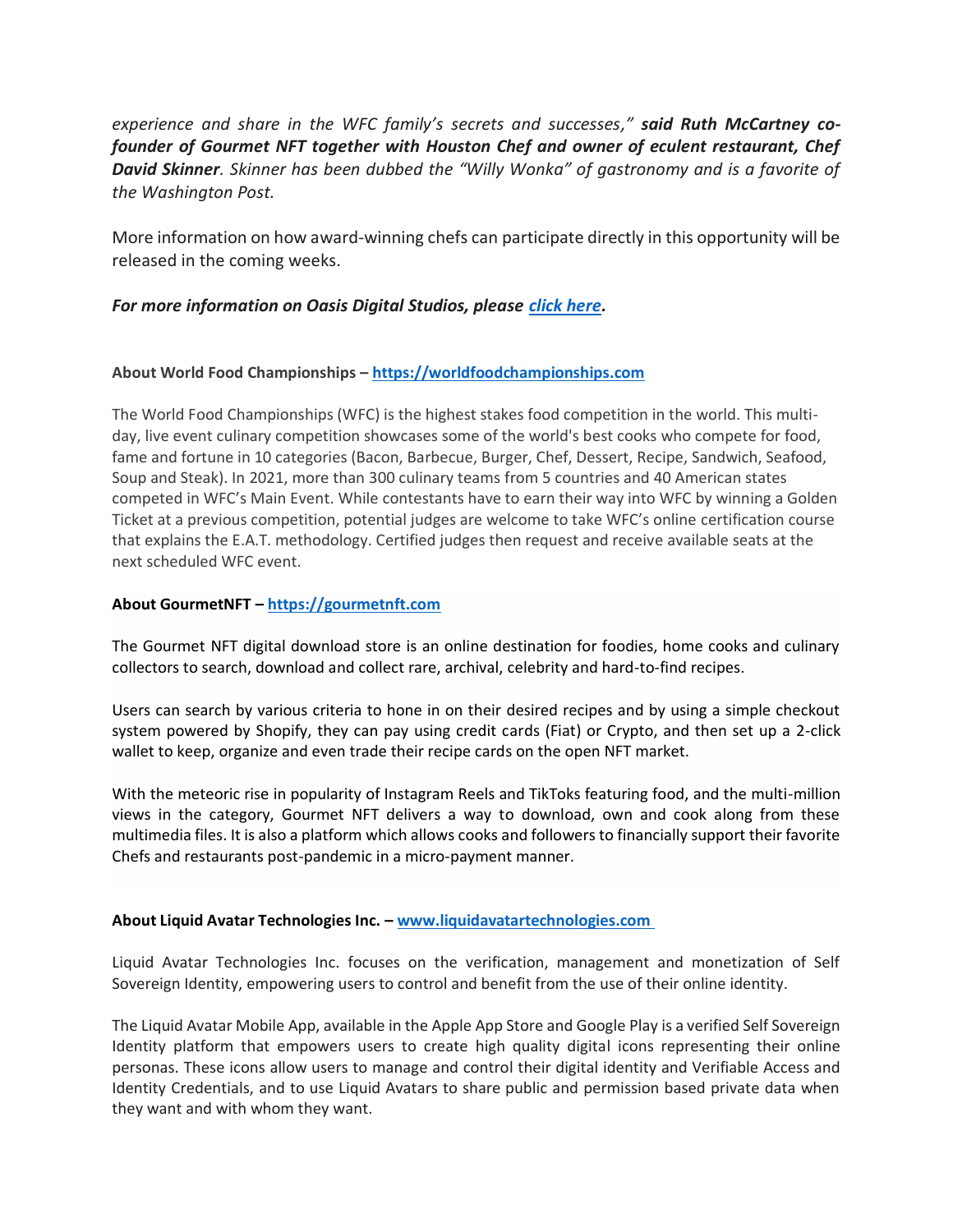*experience and share in the WFC family's secrets and successes,"* ***said Ruth McCartney co-founder of Gourmet NFT together with Houston Chef and owner of eculent restaurant, Chef David Skinner****. Skinner has been dubbed the "Willy Wonka" of gastronomy and is a favorite of the Washington Post.*

More information on how award-winning chefs can participate directly in this opportunity will be released in the coming weeks.

***For more information on Oasis Digital Studios, please [click here](#).***

**About World Food Championships – [https://worldfoodchampionships.com](https://worldfoodchampionships.com)**

The World Food Championships (WFC) is the highest stakes food competition in the world. This multi-day, live event culinary competition showcases some of the world's best cooks who compete for food, fame and fortune in 10 categories (Bacon, Barbecue, Burger, Chef, Dessert, Recipe, Sandwich, Seafood, Soup and Steak). In 2021, more than 300 culinary teams from 5 countries and 40 American states competed in WFC's Main Event. While contestants have to earn their way into WFC by winning a Golden Ticket at a previous competition, potential judges are welcome to take WFC's online certification course that explains the E.A.T. methodology. Certified judges then request and receive available seats at the next scheduled WFC event.

**About GourmetNFT – [https://gourmetnft.com](https://gourmetnft.com)**

The Gourmet NFT digital download store is an online destination for foodies, home cooks and culinary collectors to search, download and collect rare, archival, celebrity and hard-to-find recipes.

Users can search by various criteria to hone in on their desired recipes and by using a simple checkout system powered by Shopify, they can pay using credit cards (Fiat) or Crypto, and then set up a 2-click wallet to keep, organize and even trade their recipe cards on the open NFT market.

With the meteoric rise in popularity of Instagram Reels and TikToks featuring food, and the multi-million views in the category, Gourmet NFT delivers a way to download, own and cook along from these multimedia files. It is also a platform which allows cooks and followers to financially support their favorite Chefs and restaurants post-pandemic in a micro-payment manner.

**About Liquid Avatar Technologies Inc. – [www.liquidavatartechnologies.com](http://www.liquidavatartechnologies.com)**

Liquid Avatar Technologies Inc. focuses on the verification, management and monetization of Self Sovereign Identity, empowering users to control and benefit from the use of their online identity.

The Liquid Avatar Mobile App, available in the Apple App Store and Google Play is a verified Self Sovereign Identity platform that empowers users to create high quality digital icons representing their online personas. These icons allow users to manage and control their digital identity and Verifiable Access and Identity Credentials, and to use Liquid Avatars to share public and permission based private data when they want and with whom they want.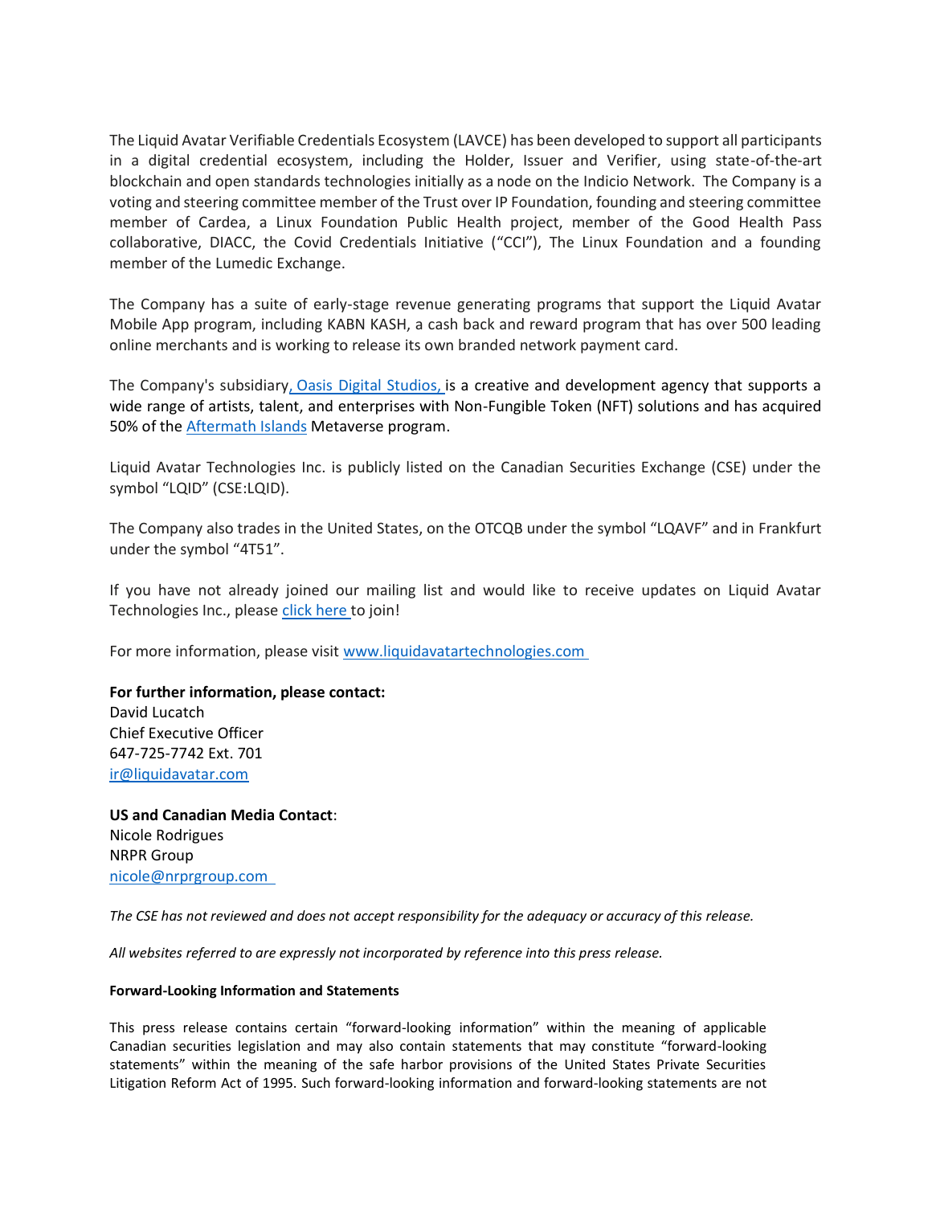The Liquid Avatar Verifiable Credentials Ecosystem (LAVCE) has been developed to support all participants in a digital credential ecosystem, including the Holder, Issuer and Verifier, using state-of-the-art blockchain and open standards technologies initially as a node on the Indicio Network. The Company is a voting and steering committee member of the Trust over IP Foundation, founding and steering committee member of Cardea, a Linux Foundation Public Health project, member of the Good Health Pass collaborative, DIACC, the Covid Credentials Initiative ("CCI"), The Linux Foundation and a founding member of the Lumedic Exchange.

The Company has a suite of early-stage revenue generating programs that support the Liquid Avatar Mobile App program, including KABN KASH, a cash back and reward program that has over 500 leading online merchants and is working to release its own branded network payment card.

The Company's subsidiary[, Oasis Digital Studios, ](#)is a creative and development agency that supports a wide range of artists, talent, and enterprises with Non-Fungible Token (NFT) solutions and has acquired 50% of the [Aftermath Islands](#) Metaverse program.

Liquid Avatar Technologies Inc. is publicly listed on the Canadian Securities Exchange (CSE) under the symbol "LQID" (CSE:LQID).

The Company also trades in the United States, on the OTCQB under the symbol "LQAVF" and in Frankfurt under the symbol "4T51".

If you have not already joined our mailing list and would like to receive updates on Liquid Avatar Technologies Inc., please [click here ](#)to join!

For more information, please visit [www.liquidavatartechnologies.com](http://www.liquidavatartechnologies.com)

**For further information, please contact:**
David Lucatch
Chief Executive Officer
647-725-7742 Ext. 701
[ir@liquidavatar.com](mailto:ir@liquidavatar.com)

**US and Canadian Media Contact**:
Nicole Rodrigues
NRPR Group
[nicole@nrprgroup.com](mailto:nicole@nrprgroup.com)

*The CSE has not reviewed and does not accept responsibility for the adequacy or accuracy of this release.*

*All websites referred to are expressly not incorporated by reference into this press release.*

#### Forward-Looking Information and Statements

This press release contains certain "forward-looking information" within the meaning of applicable Canadian securities legislation and may also contain statements that may constitute "forward-looking statements" within the meaning of the safe harbor provisions of the United States Private Securities Litigation Reform Act of 1995. Such forward-looking information and forward-looking statements are not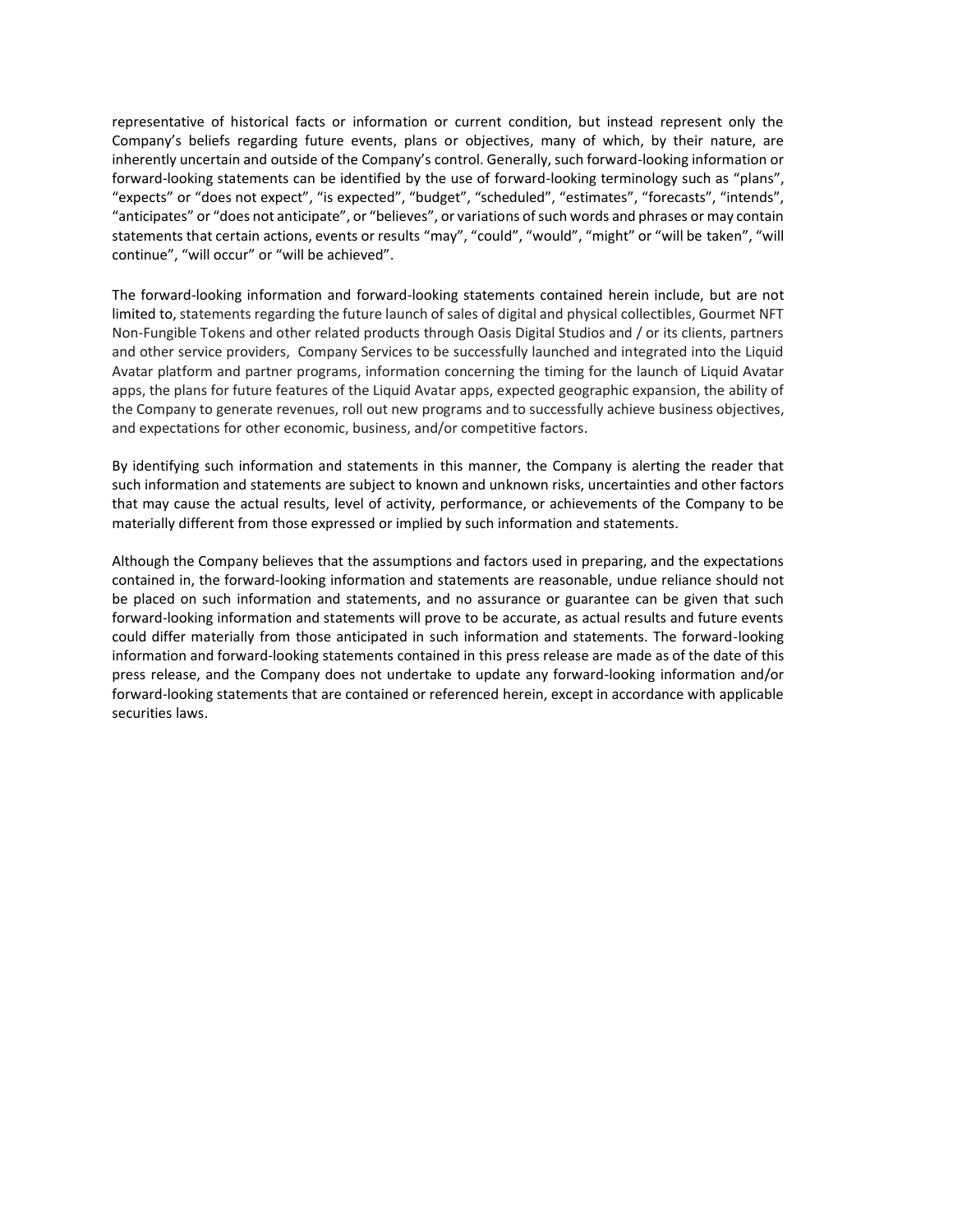representative of historical facts or information or current condition, but instead represent only the Company's beliefs regarding future events, plans or objectives, many of which, by their nature, are inherently uncertain and outside of the Company's control. Generally, such forward-looking information or forward-looking statements can be identified by the use of forward-looking terminology such as "plans", "expects" or "does not expect", "is expected", "budget", "scheduled", "estimates", "forecasts", "intends", "anticipates" or "does not anticipate", or "believes", or variations of such words and phrases or may contain statements that certain actions, events or results "may", "could", "would", "might" or "will be taken", "will continue", "will occur" or "will be achieved".

The forward-looking information and forward-looking statements contained herein include, but are not limited to, statements regarding the future launch of sales of digital and physical collectibles, Gourmet NFT Non-Fungible Tokens and other related products through Oasis Digital Studios and / or its clients, partners and other service providers, Company Services to be successfully launched and integrated into the Liquid Avatar platform and partner programs, information concerning the timing for the launch of Liquid Avatar apps, the plans for future features of the Liquid Avatar apps, expected geographic expansion, the ability of the Company to generate revenues, roll out new programs and to successfully achieve business objectives, and expectations for other economic, business, and/or competitive factors.

By identifying such information and statements in this manner, the Company is alerting the reader that such information and statements are subject to known and unknown risks, uncertainties and other factors that may cause the actual results, level of activity, performance, or achievements of the Company to be materially different from those expressed or implied by such information and statements.

Although the Company believes that the assumptions and factors used in preparing, and the expectations contained in, the forward-looking information and statements are reasonable, undue reliance should not be placed on such information and statements, and no assurance or guarantee can be given that such forward-looking information and statements will prove to be accurate, as actual results and future events could differ materially from those anticipated in such information and statements. The forward-looking information and forward-looking statements contained in this press release are made as of the date of this press release, and the Company does not undertake to update any forward-looking information and/or forward-looking statements that are contained or referenced herein, except in accordance with applicable securities laws.